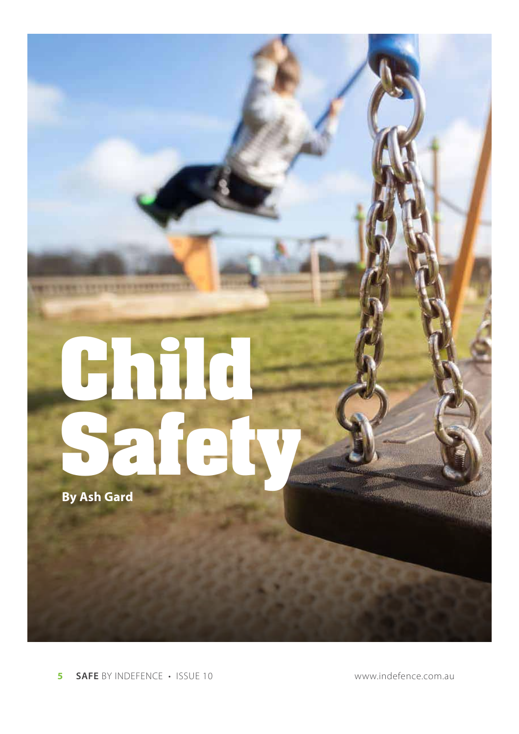# Child Safety

**By Ash Gard**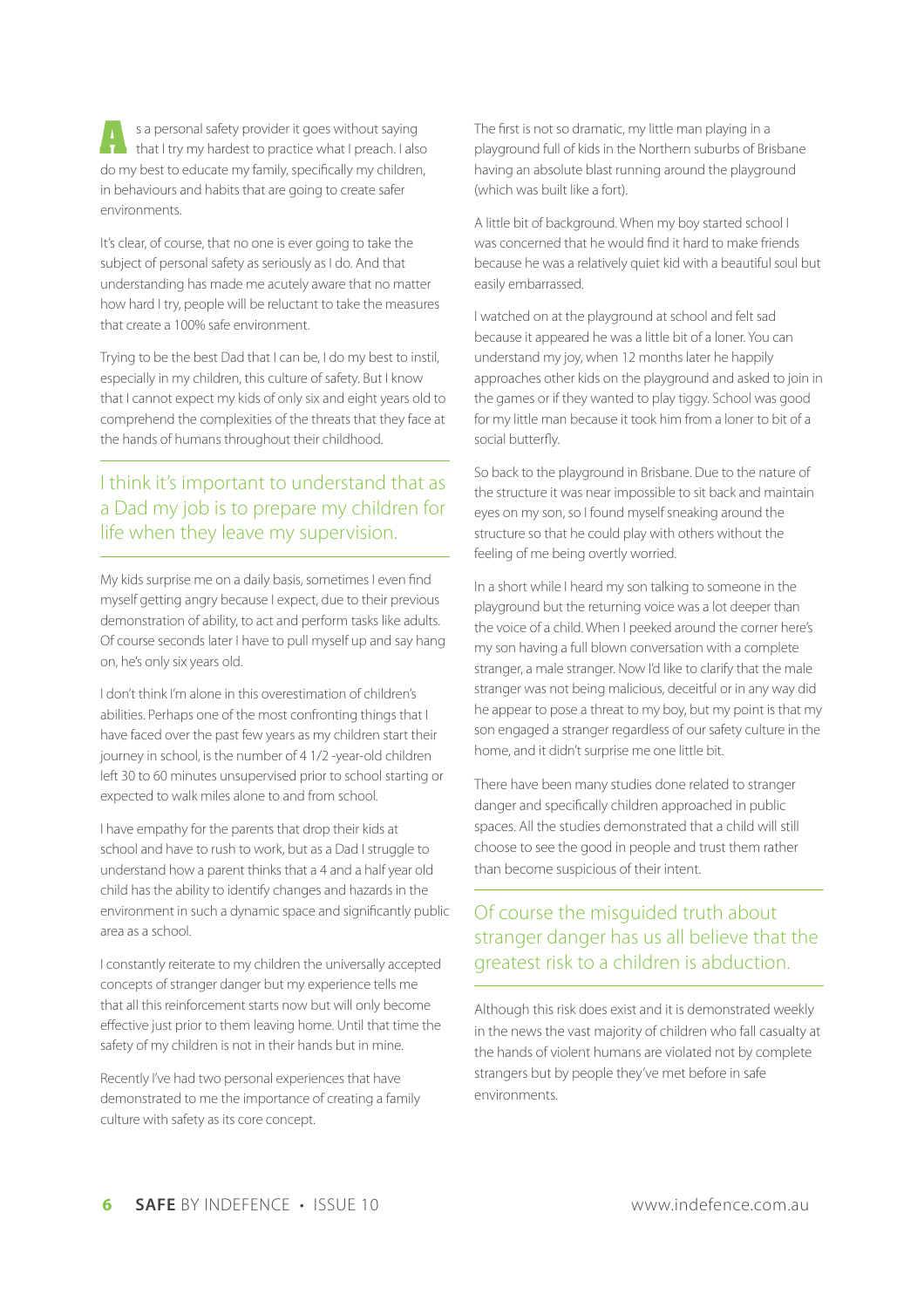As a personal safety provider it goes without saying that I try my hardest to practice what I preach. I also do my best to educate my family, specifically my children, in behaviours and habits that are going to create safer environments.

It's clear, of course, that no one is ever going to take the subject of personal safety as seriously as I do. And that understanding has made me acutely aware that no matter how hard I try, people will be reluctant to take the measures that create a 100% safe environment.

Trying to be the best Dad that I can be, I do my best to instil, especially in my children, this culture of safety. But I know that I cannot expect my kids of only six and eight years old to comprehend the complexities of the threats that they face at the hands of humans throughout their childhood.

> I think it's important to understand that as a Dad my job is to prepare my children for life when they leave my supervision.

My kids surprise me on a daily basis, sometimes I even find myself getting angry because I expect, due to their previous demonstration of ability, to act and perform tasks like adults. Of course seconds later I have to pull myself up and say hang on, he's only six years old.

I don't think I'm alone in this overestimation of children's abilities. Perhaps one of the most confronting things that I have faced over the past few years as my children start their journey in school, is the number of 4 1/2 -year-old children left 30 to 60 minutes unsupervised prior to school starting or expected to walk miles alone to and from school.

I have empathy for the parents that drop their kids at school and have to rush to work, but as a Dad I struggle to understand how a parent thinks that a 4 and a half year old child has the ability to identify changes and hazards in the environment in such a dynamic space and significantly public area as a school.

I constantly reiterate to my children the universally accepted concepts of stranger danger but my experience tells me that all this reinforcement starts now but will only become effective just prior to them leaving home. Until that time the safety of my children is not in their hands but in mine.

Recently I've had two personal experiences that have demonstrated to me the importance of creating a family culture with safety as its core concept.

The first is not so dramatic, my little man playing in a playground full of kids in the Northern suburbs of Brisbane having an absolute blast running around the playground (which was built like a fort).

A little bit of background. When my boy started school I was concerned that he would find it hard to make friends because he was a relatively quiet kid with a beautiful soul but easily embarrassed.

I watched on at the playground at school and felt sad because it appeared he was a little bit of a loner. You can understand my joy, when 12 months later he happily approaches other kids on the playground and asked to join in the games or if they wanted to play tiggy. School was good for my little man because it took him from a loner to bit of a social butterfly.

So back to the playground in Brisbane. Due to the nature of the structure it was near impossible to sit back and maintain eyes on my son, so I found myself sneaking around the structure so that he could play with others without the feeling of me being overtly worried.

In a short while I heard my son talking to someone in the playground but the returning voice was a lot deeper than the voice of a child. When I peeked around the corner here's my son having a full blown conversation with a complete stranger, a male stranger. Now I'd like to clarify that the male stranger was not being malicious, deceitful or in any way did he appear to pose a threat to my boy, but my point is that my son engaged a stranger regardless of our safety culture in the home, and it didn't surprise me one little bit.

There have been many studies done related to stranger danger and specifically children approached in public spaces. All the studies demonstrated that a child will still choose to see the good in people and trust them rather than become suspicious of their intent.

> Of course the misguided truth about stranger danger has us all believe that the greatest risk to a children is abduction.

Although this risk does exist and it is demonstrated weekly in the news the vast majority of children who fall casualty at the hands of violent humans are violated not by complete strangers but by people they've met before in safe environments.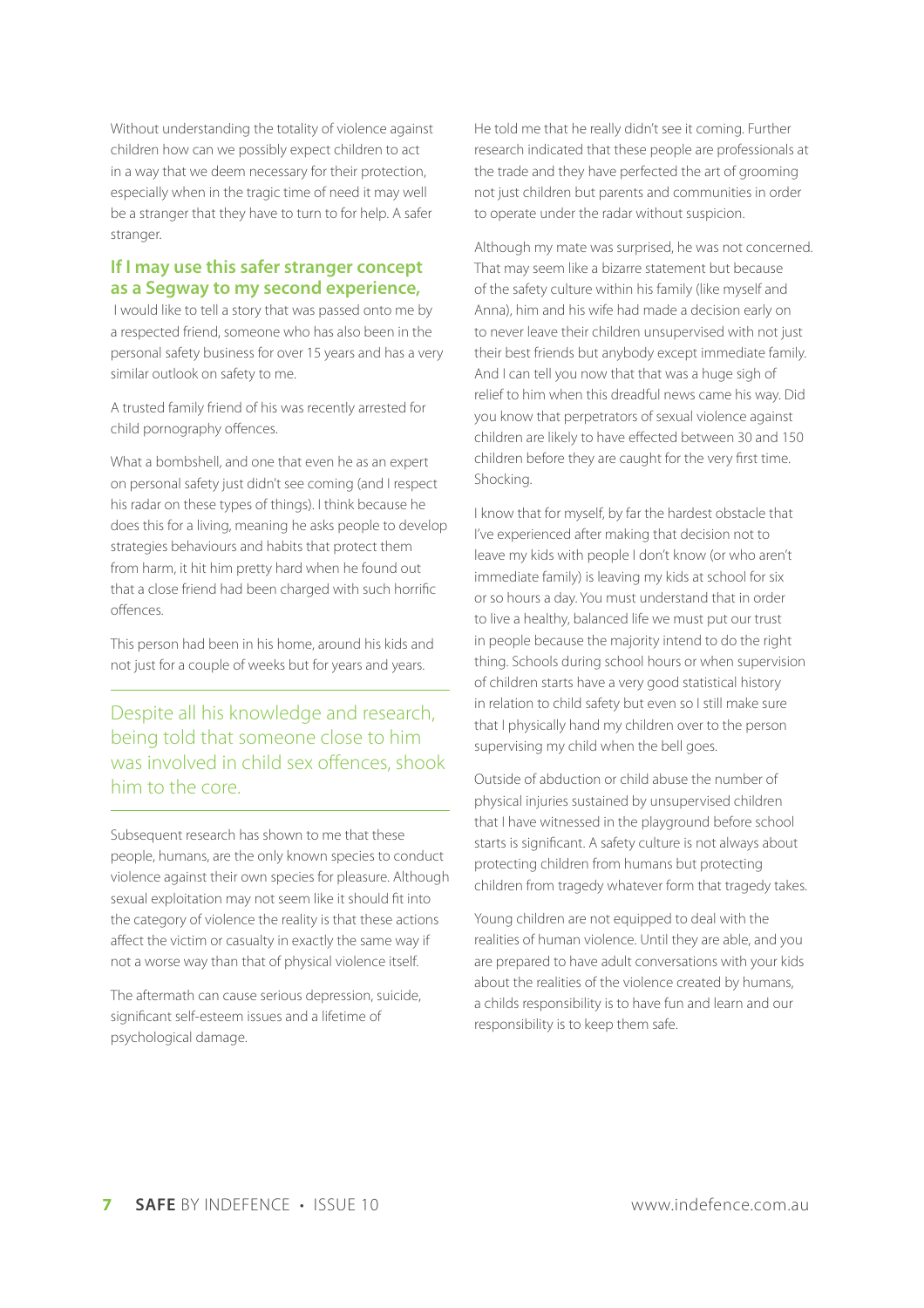Without understanding the totality of violence against children how can we possibly expect children to act in a way that we deem necessary for their protection, especially when in the tragic time of need it may well be a stranger that they have to turn to for help. A safer stranger.

### If I may use this safer stranger concept as a Segway to my second experience,

I would like to tell a story that was passed onto me by a respected friend, someone who has also been in the personal safety business for over 15 years and has a very similar outlook on safety to me.

A trusted family friend of his was recently arrested for child pornography offences.

What a bombshell, and one that even he as an expert on personal safety just didn't see coming (and I respect his radar on these types of things). I think because he does this for a living, meaning he asks people to develop strategies behaviours and habits that protect them from harm, it hit him pretty hard when he found out that a close friend had been charged with such horrific offences.

This person had been in his home, around his kids and not just for a couple of weeks but for years and years.

> Despite all his knowledge and research, being told that someone close to him was involved in child sex offences, shook him to the core.

Subsequent research has shown to me that these people, humans, are the only known species to conduct violence against their own species for pleasure. Although sexual exploitation may not seem like it should fit into the category of violence the reality is that these actions affect the victim or casualty in exactly the same way if not a worse way than that of physical violence itself.

The aftermath can cause serious depression, suicide, significant self-esteem issues and a lifetime of psychological damage.

He told me that he really didn't see it coming. Further research indicated that these people are professionals at the trade and they have perfected the art of grooming not just children but parents and communities in order to operate under the radar without suspicion.

Although my mate was surprised, he was not concerned. That may seem like a bizarre statement but because of the safety culture within his family (like myself and Anna), him and his wife had made a decision early on to never leave their children unsupervised with not just their best friends but anybody except immediate family. And I can tell you now that that was a huge sigh of relief to him when this dreadful news came his way. Did you know that perpetrators of sexual violence against children are likely to have effected between 30 and 150 children before they are caught for the very first time. Shocking.

I know that for myself, by far the hardest obstacle that I've experienced after making that decision not to leave my kids with people I don't know (or who aren't immediate family) is leaving my kids at school for six or so hours a day. You must understand that in order to live a healthy, balanced life we must put our trust in people because the majority intend to do the right thing. Schools during school hours or when supervision of children starts have a very good statistical history in relation to child safety but even so I still make sure that I physically hand my children over to the person supervising my child when the bell goes.

Outside of abduction or child abuse the number of physical injuries sustained by unsupervised children that I have witnessed in the playground before school starts is significant. A safety culture is not always about protecting children from humans but protecting children from tragedy whatever form that tragedy takes.

Young children are not equipped to deal with the realities of human violence. Until they are able, and you are prepared to have adult conversations with your kids about the realities of the violence created by humans, a childs responsibility is to have fun and learn and our responsibility is to keep them safe.